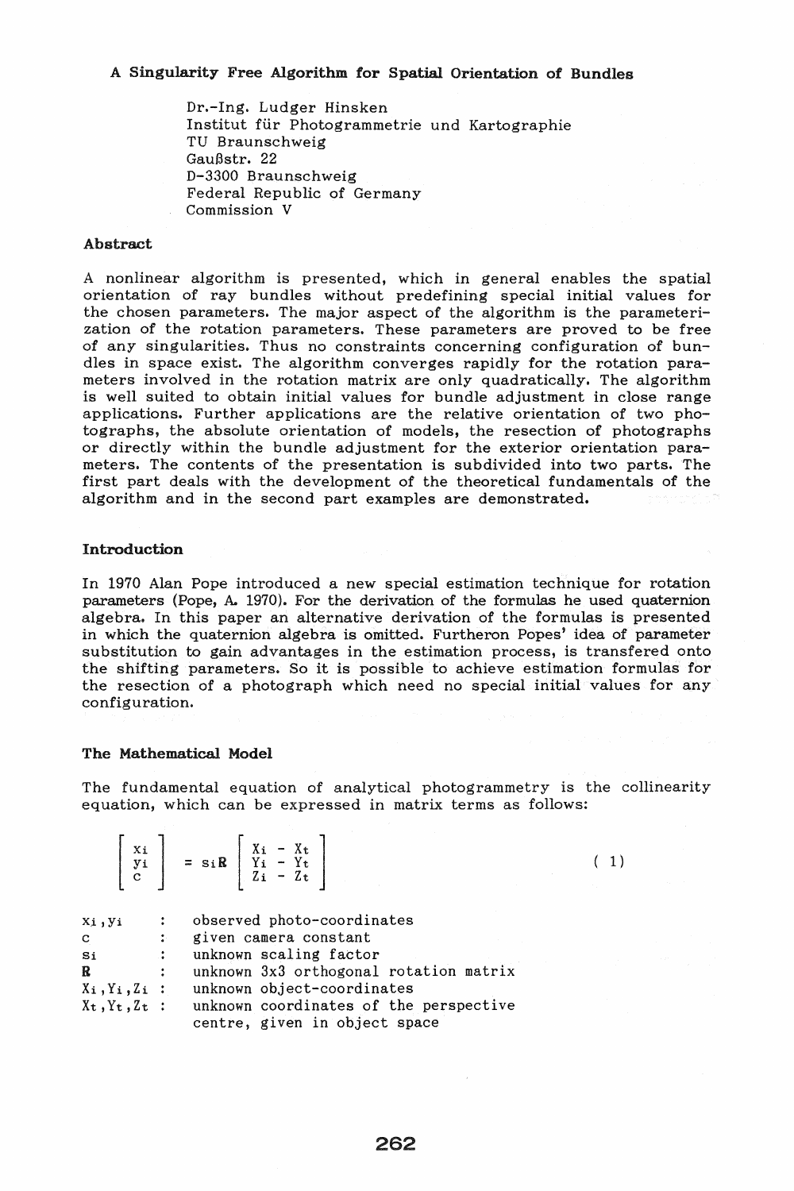# A Singularity Free Algorithm for Spatial Orientation of Bundles

Dr.-Ing. Ludger Hinsken
Institut für Photogrammetrie und Kartographie
TU Braunschweig
Gaußstr. 22
D-3300 Braunschweig
Federal Republic of Germany
Commission V

## Abstract

A nonlinear algorithm is presented, which in general enables the spatial orientation of ray bundles without predefining special initial values for the chosen parameters. The major aspect of the algorithm is the parameterization of the rotation parameters. These parameters are proved to be free of any singularities. Thus no constraints concerning configuration of bundles in space exist. The algorithm converges rapidly for the rotation parameters involved in the rotation matrix are only quadratically. The algorithm is well suited to obtain initial values for bundle adjustment in close range applications. Further applications are the relative orientation of two photographs, the absolute orientation of models, the resection of photographs or directly within the bundle adjustment for the exterior orientation parameters. The contents of the presentation is subdivided into two parts. The first part deals with the development of the theoretical fundamentals of the algorithm and in the second part examples are demonstrated.

## Introduction

In 1970 Alan Pope introduced a new special estimation technique for rotation parameters (Pope, A. 1970). For the derivation of the formulas he used quaternion algebra. In this paper an alternative derivation of the formulas is presented in which the quaternion algebra is omitted. Furtheron Popes' idea of parameter substitution to gain advantages in the estimation process, is transfered onto the shifting parameters. So it is possible to achieve estimation formulas for the resection of a photograph which need no special initial values for any configuration.

## The Mathematical Model

The fundamental equation of analytical photogrammetry is the collinearity equation, which can be expressed in matrix terms as follows:

$$\begin{bmatrix} x_i \\ y_i \\ c \end{bmatrix} = s_i \mathbf{R} \begin{bmatrix} X_i - X_t \\ Y_i - Y_t \\ Z_i - Z_t \end{bmatrix} \qquad (1)$$

- $x_i, y_i$ : observed photo-coordinates
- $c$ : given camera constant
- $s_i$ : unknown scaling factor
- $\mathbf{R}$ : unknown 3x3 orthogonal rotation matrix
- $X_i, Y_i, Z_i$ : unknown object-coordinates
- $X_t, Y_t, Z_t$ : unknown coordinates of the perspective centre, given in object space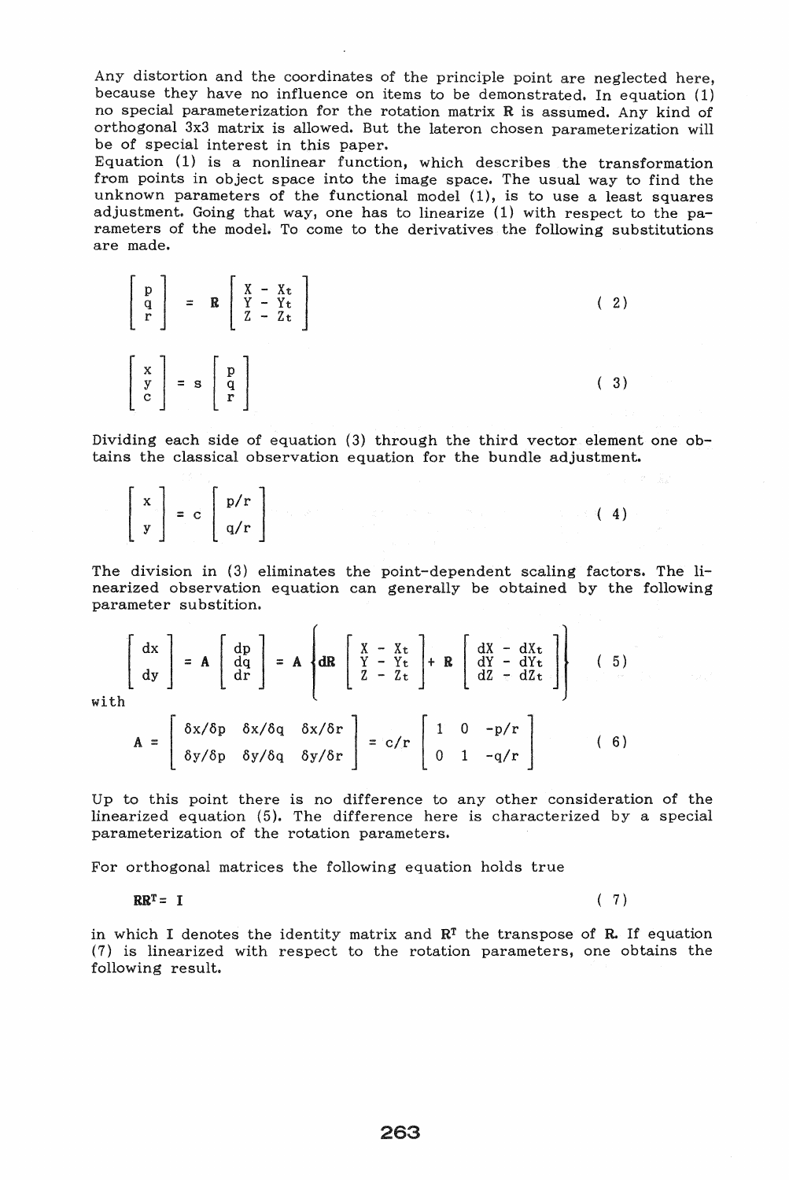Any distortion and the coordinates of the principle point are neglected here, because they have no influence on items to be demonstrated. In equation (1) no special parameterization for the rotation matrix **R** is assumed. Any kind of orthogonal 3x3 matrix is allowed. But the lateron chosen parameterization will be of special interest in this paper.

Equation (1) is a nonlinear function, which describes the transformation from points in object space into the image space. The usual way to find the unknown parameters of the functional model (1), is to use a least squares adjustment. Going that way, one has to linearize (1) with respect to the parameters of the model. To come to the derivatives the following substitutions are made.

$$\begin{bmatrix} p \\ q \\ r \end{bmatrix} = \mathbf{R} \begin{bmatrix} X - X_t \\ Y - Y_t \\ Z - Z_t \end{bmatrix} \tag{2}$$

$$\begin{bmatrix} x \\ y \\ c \end{bmatrix} = s \begin{bmatrix} p \\ q \\ r \end{bmatrix} \tag{3}$$

Dividing each side of equation (3) through the third vector element one obtains the classical observation equation for the bundle adjustment.

$$\begin{bmatrix} x \\ y \end{bmatrix} = c \begin{bmatrix} p/r \\ q/r \end{bmatrix} \tag{4}$$

The division in (3) eliminates the point-dependent scaling factors. The linearized observation equation can generally be obtained by the following parameter substition.

$$\begin{bmatrix} dx \\ dy \end{bmatrix} = \mathbf{A} \begin{bmatrix} dp \\ dq \\ dr \end{bmatrix} = \mathbf{A} \left\{ \mathbf{dR} \begin{bmatrix} X - X_t \\ Y - Y_t \\ Z - Z_t \end{bmatrix} + \mathbf{R} \begin{bmatrix} dX - dX_t \\ dY - dY_t \\ dZ - dZ_t \end{bmatrix} \right\} \tag{5}$$

with

$$\mathbf{A} = \begin{bmatrix} \delta x/\delta p & \delta x/\delta q & \delta x/\delta r \\ \delta y/\delta p & \delta y/\delta q & \delta y/\delta r \end{bmatrix} = c/r \begin{bmatrix} 1 & 0 & -p/r \\ 0 & 1 & -q/r \end{bmatrix} \tag{6}$$

Up to this point there is no difference to any other consideration of the linearized equation (5). The difference here is characterized by a special parameterization of the rotation parameters.

For orthogonal matrices the following equation holds true

$$\mathbf{R}\mathbf{R}^T = \mathbf{I} \tag{7}$$

in which **I** denotes the identity matrix and $\mathbf{R}^T$ the transpose of **R**. If equation (7) is linearized with respect to the rotation parameters, one obtains the following result.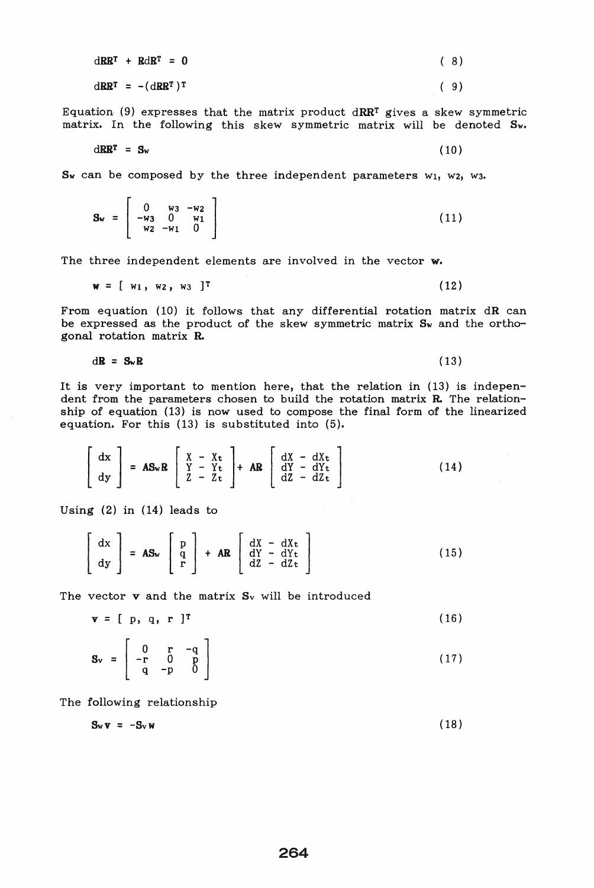$$d\mathbf{R}\mathbf{R}^T + \mathbf{R}d\mathbf{R}^T = 0 \tag{8}$$

$$d\mathbf{R}\mathbf{R}^T = -(d\mathbf{R}\mathbf{R}^T)^T \tag{9}$$

Equation (9) expresses that the matrix product $d\mathbf{R}\mathbf{R}^T$ gives a skew symmetric matrix. In the following this skew symmetric matrix will be denoted $\mathbf{S}_w$.

$$d\mathbf{R}\mathbf{R}^T = \mathbf{S}_w \tag{10}$$

$\mathbf{S}_w$ can be composed by the three independent parameters $w_1$, $w_2$, $w_3$.

$$\mathbf{S}_w = \begin{bmatrix} 0 & w_3 & -w_2 \\ -w_3 & 0 & w_1 \\ w_2 & -w_1 & 0 \end{bmatrix} \tag{11}$$

The three independent elements are involved in the vector $\mathbf{w}$.

$$\mathbf{w} = [\ w_1,\ w_2,\ w_3\ ]^T \tag{12}$$

From equation (10) it follows that any differential rotation matrix $d\mathbf{R}$ can be expressed as the product of the skew symmetric matrix $\mathbf{S}_w$ and the orthogonal rotation matrix $\mathbf{R}$.

$$d\mathbf{R} = \mathbf{S}_w\mathbf{R} \tag{13}$$

It is very important to mention here, that the relation in (13) is independent from the parameters chosen to build the rotation matrix $\mathbf{R}$. The relationship of equation (13) is now used to compose the final form of the linearized equation. For this (13) is substituted into (5).

$$\begin{bmatrix} dx \\ dy \end{bmatrix} = \mathbf{A}\mathbf{S}_w\mathbf{R} \begin{bmatrix} X - X_t \\ Y - Y_t \\ Z - Z_t \end{bmatrix} + \mathbf{A}\mathbf{R} \begin{bmatrix} dX - dX_t \\ dY - dY_t \\ dZ - dZ_t \end{bmatrix} \tag{14}$$

Using (2) in (14) leads to

$$\begin{bmatrix} dx \\ dy \end{bmatrix} = \mathbf{A}\mathbf{S}_w \begin{bmatrix} p \\ q \\ r \end{bmatrix} + \mathbf{A}\mathbf{R} \begin{bmatrix} dX - dX_t \\ dY - dY_t \\ dZ - dZ_t \end{bmatrix} \tag{15}$$

The vector $\mathbf{v}$ and the matrix $\mathbf{S}_v$ will be introduced

$$\mathbf{v} = [\ p,\ q,\ r\ ]^T \tag{16}$$

$$\mathbf{S}_v = \begin{bmatrix} 0 & r & -q \\ -r & 0 & p \\ q & -p & 0 \end{bmatrix} \tag{17}$$

The following relationship

$$\mathbf{S}_w\mathbf{v} = -\mathbf{S}_v\mathbf{w} \tag{18}$$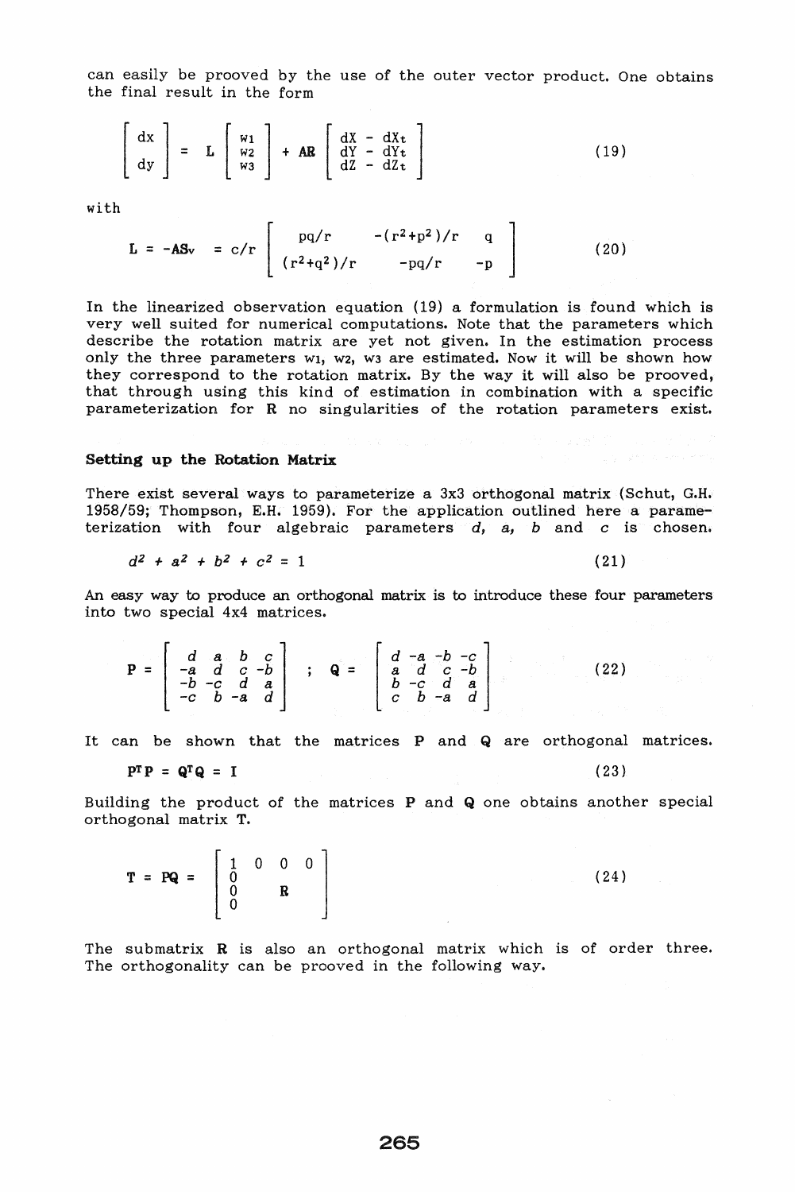can easily be prooved by the use of the outer vector product. One obtains the final result in the form

$$\begin{bmatrix} dx \\ dy \end{bmatrix} = \mathbf{L} \begin{bmatrix} w_1 \\ w_2 \\ w_3 \end{bmatrix} + \mathbf{AR} \begin{bmatrix} dX - dX_t \\ dY - dY_t \\ dZ - dZ_t \end{bmatrix} \tag{19}$$

with

$$\mathbf{L} = -\mathbf{AS}_v = c/r \begin{bmatrix} pq/r & -(r^2+p^2)/r & q \\ (r^2+q^2)/r & -pq/r & -p \end{bmatrix} \tag{20}$$

In the linearized observation equation (19) a formulation is found which is very well suited for numerical computations. Note that the parameters which describe the rotation matrix are yet not given. In the estimation process only the three parameters $w_1$, $w_2$, $w_3$ are estimated. Now it will be shown how they correspond to the rotation matrix. By the way it will also be prooved, that through using this kind of estimation in combination with a specific parameterization for **R** no singularities of the rotation parameters exist.

## Setting up the Rotation Matrix

There exist several ways to parameterize a 3x3 orthogonal matrix (Schut, G.H. 1958/59; Thompson, E.H. 1959). For the application outlined here a parameterization with four algebraic parameters $d$, $a$, $b$ and $c$ is chosen.

$$d^2 + a^2 + b^2 + c^2 = 1 \tag{21}$$

An easy way to produce an orthogonal matrix is to introduce these four parameters into two special 4x4 matrices.

$$\mathbf{P} = \begin{bmatrix} d & a & b & c \\ -a & d & c & -b \\ -b & -c & d & a \\ -c & b & -a & d \end{bmatrix} \quad ; \quad \mathbf{Q} = \begin{bmatrix} d & -a & -b & -c \\ a & d & c & -b \\ b & -c & d & a \\ c & b & -a & d \end{bmatrix} \tag{22}$$

It can be shown that the matrices **P** and **Q** are orthogonal matrices.

$$\mathbf{P}^T\mathbf{P} = \mathbf{Q}^T\mathbf{Q} = \mathbf{I} \tag{23}$$

Building the product of the matrices **P** and **Q** one obtains another special orthogonal matrix **T**.

$$\mathbf{T} = \mathbf{PQ} = \begin{bmatrix} 1 & 0 & 0 & 0 \\ 0 & & & \\ 0 & & \mathbf{R} & \\ 0 & & & \end{bmatrix} \tag{24}$$

The submatrix **R** is also an orthogonal matrix which is of order three. The orthogonality can be prooved in the following way.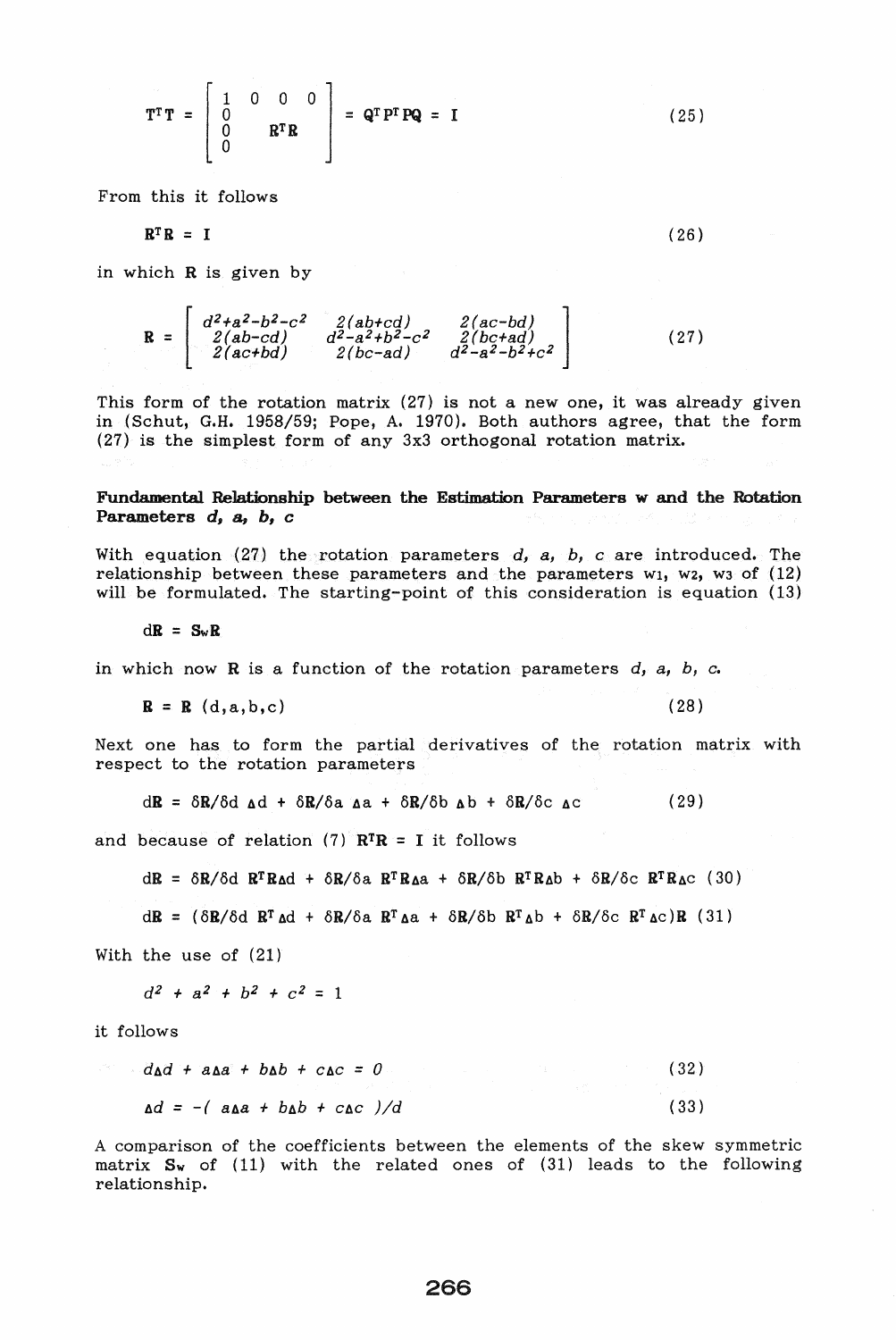$$\mathbf{T}^T\mathbf{T} = \begin{bmatrix} 1 & 0 & 0 & 0 \\ 0 & & & \\ 0 & & \mathbf{R}^T\mathbf{R} & \\ 0 & & & \end{bmatrix} = \mathbf{Q}^T\mathbf{P}^T\mathbf{P}\mathbf{Q} = \mathbf{I} \tag{25}$$

From this it follows

$$\mathbf{R}^T\mathbf{R} = \mathbf{I} \tag{26}$$

in which **R** is given by

$$\mathbf{R} = \begin{bmatrix} d^2+a^2-b^2-c^2 & 2(ab+cd) & 2(ac-bd) \\ 2(ab-cd) & d^2-a^2+b^2-c^2 & 2(bc+ad) \\ 2(ac+bd) & 2(bc-ad) & d^2-a^2-b^2+c^2 \end{bmatrix} \tag{27}$$

This form of the rotation matrix (27) is not a new one, it was already given in (Schut, G.H. 1958/59; Pope, A. 1970). Both authors agree, that the form (27) is the simplest form of any 3x3 orthogonal rotation matrix.

**Fundamental Relationship between the Estimation Parameters w and the Rotation Parameters *d, a, b, c***

With equation (27) the rotation parameters $d$, $a$, $b$, $c$ are introduced. The relationship between these parameters and the parameters $w_1$, $w_2$, $w_3$ of (12) will be formulated. The starting-point of this consideration is equation (13)

$$d\mathbf{R} = \mathbf{S}_w\mathbf{R}$$

in which now **R** is a function of the rotation parameters $d$, $a$, $b$, $c$.

$$\mathbf{R} = \mathbf{R}\,(d,a,b,c) \tag{28}$$

Next one has to form the partial derivatives of the rotation matrix with respect to the rotation parameters

$$d\mathbf{R} = \delta\mathbf{R}/\delta d\ \Delta d + \delta\mathbf{R}/\delta a\ \Delta a + \delta\mathbf{R}/\delta b\ \Delta b + \delta\mathbf{R}/\delta c\ \Delta c \tag{29}$$

and because of relation (7) $\mathbf{R}^T\mathbf{R} = \mathbf{I}$ it follows

$$d\mathbf{R} = \delta\mathbf{R}/\delta d\ \mathbf{R}^T\mathbf{R}\Delta d + \delta\mathbf{R}/\delta a\ \mathbf{R}^T\mathbf{R}\Delta a + \delta\mathbf{R}/\delta b\ \mathbf{R}^T\mathbf{R}\Delta b + \delta\mathbf{R}/\delta c\ \mathbf{R}^T\mathbf{R}\Delta c \tag{30}$$

$$d\mathbf{R} = (\delta\mathbf{R}/\delta d\ \mathbf{R}^T\Delta d + \delta\mathbf{R}/\delta a\ \mathbf{R}^T\Delta a + \delta\mathbf{R}/\delta b\ \mathbf{R}^T\Delta b + \delta\mathbf{R}/\delta c\ \mathbf{R}^T\Delta c)\mathbf{R} \tag{31}$$

With the use of (21)

$$d^2 + a^2 + b^2 + c^2 = 1$$

it follows

$$d\Delta d + a\Delta a + b\Delta b + c\Delta c = 0 \tag{32}$$

$$\Delta d = -(\ a\Delta a + b\Delta b + c\Delta c\ )/d \tag{33}$$

A comparison of the coefficients between the elements of the skew symmetric matrix $\mathbf{S}_w$ of (11) with the related ones of (31) leads to the following relationship.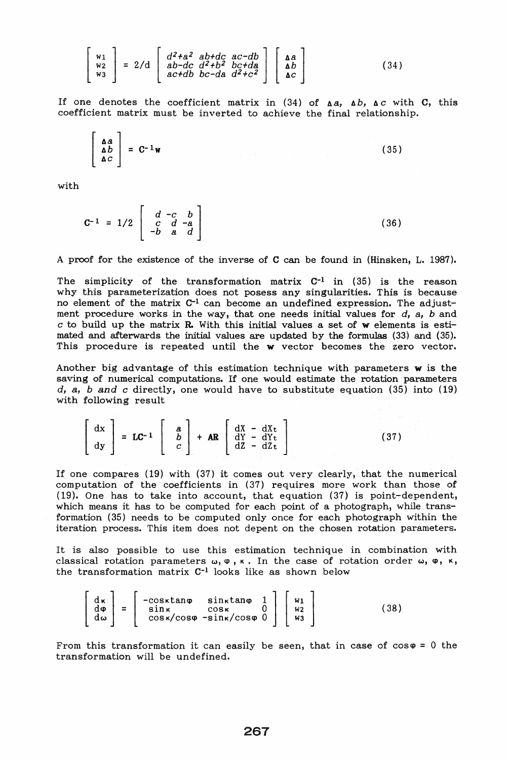$$\begin{bmatrix} w_1 \\ w_2 \\ w_3 \end{bmatrix} = 2/d \begin{bmatrix} d^2+a^2 & ab+dc & ac-db \\ ab-dc & d^2+b^2 & bc+da \\ ac+db & bc-da & d^2+c^2 \end{bmatrix} \begin{bmatrix} \Delta a \\ \Delta b \\ \Delta c \end{bmatrix} \tag{34}$$

If one denotes the coefficient matrix in (34) of $\Delta a$, $\Delta b$, $\Delta c$ with **C**, this coefficient matrix must be inverted to achieve the final relationship.

$$\begin{bmatrix} \Delta a \\ \Delta b \\ \Delta c \end{bmatrix} = \mathbf{C}^{-1}\mathbf{w} \tag{35}$$

with

$$\mathbf{C}^{-1} = 1/2 \begin{bmatrix} d & -c & b \\ c & d & -a \\ -b & a & d \end{bmatrix} \tag{36}$$

A proof for the existence of the inverse of **C** can be found in (Hinsken, L. 1987).

The simplicity of the transformation matrix $\mathbf{C}^{-1}$ in (35) is the reason why this parameterization does not posess any singularities. This is because no element of the matrix $\mathbf{C}^{-1}$ can become an undefined expression. The adjustment procedure works in the way, that one needs initial values for *d, a, b* and *c* to build up the matrix **R**. With this initial values a set of **w** elements is estimated and afterwards the initial values are updated by the formulas (33) and (35). This procedure is repeated until the **w** vector becomes the zero vector.

Another big advantage of this estimation technique with parameters **w** is the saving of numerical computations. If one would estimate the rotation parameters *d, a, b and c* directly, one would have to substitute equation (35) into (19) with following result

$$\begin{bmatrix} dx \\ dy \end{bmatrix} = \mathbf{LC}^{-1} \begin{bmatrix} a \\ b \\ c \end{bmatrix} + \mathbf{AR} \begin{bmatrix} dX - dX_t \\ dY - dY_t \\ dZ - dZ_t \end{bmatrix} \tag{37}$$

If one compares (19) with (37) it comes out very clearly, that the numerical computation of the coefficients in (37) requires more work than those of (19). One has to take into account, that equation (37) is point-dependent, which means it has to be computed for each point of a photograph, while transformation (35) needs to be computed only once for each photograph within the iteration process. This item does not depent on the chosen rotation parameters.

It is also possible to use this estimation technique in combination with classical rotation parameters $\omega, \varphi, \kappa$. In the case of rotation order $\omega, \varphi, \kappa$, the transformation matrix $\mathbf{C}^{-1}$ looks like as shown below

$$\begin{bmatrix} d\kappa \\ d\varphi \\ d\omega \end{bmatrix} = \begin{bmatrix} -\cos\kappa\tan\varphi & \sin\kappa\tan\varphi & 1 \\ \sin\kappa & \cos\kappa & 0 \\ \cos\kappa/\cos\varphi & -\sin\kappa/\cos\varphi & 0 \end{bmatrix} \begin{bmatrix} w_1 \\ w_2 \\ w_3 \end{bmatrix} \tag{38}$$

From this transformation it can easily be seen, that in case of $\cos\varphi = 0$ the transformation will be undefined.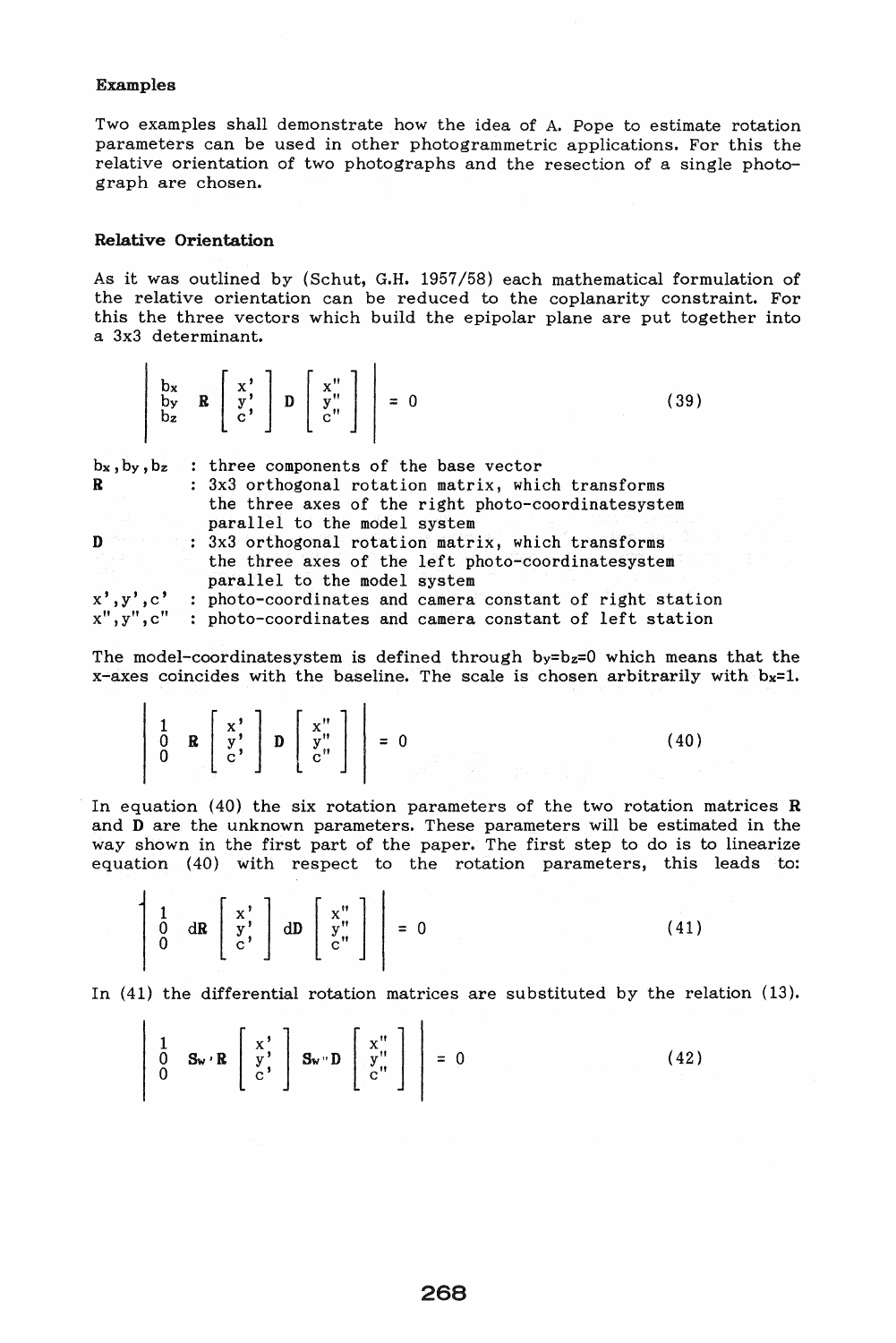### Examples

Two examples shall demonstrate how the idea of A. Pope to estimate rotation parameters can be used in other photogrammetric applications. For this the relative orientation of two photographs and the resection of a single photograph are chosen.

### Relative Orientation

As it was outlined by (Schut, G.H. 1957/58) each mathematical formulation of the relative orientation can be reduced to the coplanarity constraint. For this the three vectors which build the epipolar plane are put together into a 3x3 determinant.

$$\left| \begin{matrix} b_x \\ b_y \\ b_z \end{matrix} \quad \mathbf{R} \begin{bmatrix} x' \\ y' \\ c' \end{bmatrix} \quad \mathbf{D} \begin{bmatrix} x'' \\ y'' \\ c'' \end{bmatrix} \right| = 0 \tag{39}$$

- $b_x, b_y, b_z$ : three components of the base vector
- $\mathbf{R}$ : 3x3 orthogonal rotation matrix, which transforms the three axes of the right photo-coordinatesystem parallel to the model system
- $\mathbf{D}$ : 3x3 orthogonal rotation matrix, which transforms the three axes of the left photo-coordinatesystem parallel to the model system
- $x', y', c'$ : photo-coordinates and camera constant of right station
- $x'', y'', c''$ : photo-coordinates and camera constant of left station

The model-coordinatesystem is defined through $b_y = b_z = 0$ which means that the x-axes coincides with the baseline. The scale is chosen arbitrarily with $b_x = 1$.

$$\left| \begin{matrix} 1 \\ 0 \\ 0 \end{matrix} \quad \mathbf{R} \begin{bmatrix} x' \\ y' \\ c' \end{bmatrix} \quad \mathbf{D} \begin{bmatrix} x'' \\ y'' \\ c'' \end{bmatrix} \right| = 0 \tag{40}$$

In equation (40) the six rotation parameters of the two rotation matrices **R** and **D** are the unknown parameters. These parameters will be estimated in the way shown in the first part of the paper. The first step to do is to linearize equation (40) with respect to the rotation parameters, this leads to:

$$\left| \begin{matrix} 1 \\ 0 \\ 0 \end{matrix} \quad d\mathbf{R} \begin{bmatrix} x' \\ y' \\ c' \end{bmatrix} \quad d\mathbf{D} \begin{bmatrix} x'' \\ y'' \\ c'' \end{bmatrix} \right| = 0 \tag{41}$$

In (41) the differential rotation matrices are substituted by the relation (13).

$$\left| \begin{matrix} 1 \\ 0 \\ 0 \end{matrix} \quad \mathbf{S}_{w'} \mathbf{R} \begin{bmatrix} x' \\ y' \\ c' \end{bmatrix} \quad \mathbf{S}_{w''} \mathbf{D} \begin{bmatrix} x'' \\ y'' \\ c'' \end{bmatrix} \right| = 0 \tag{42}$$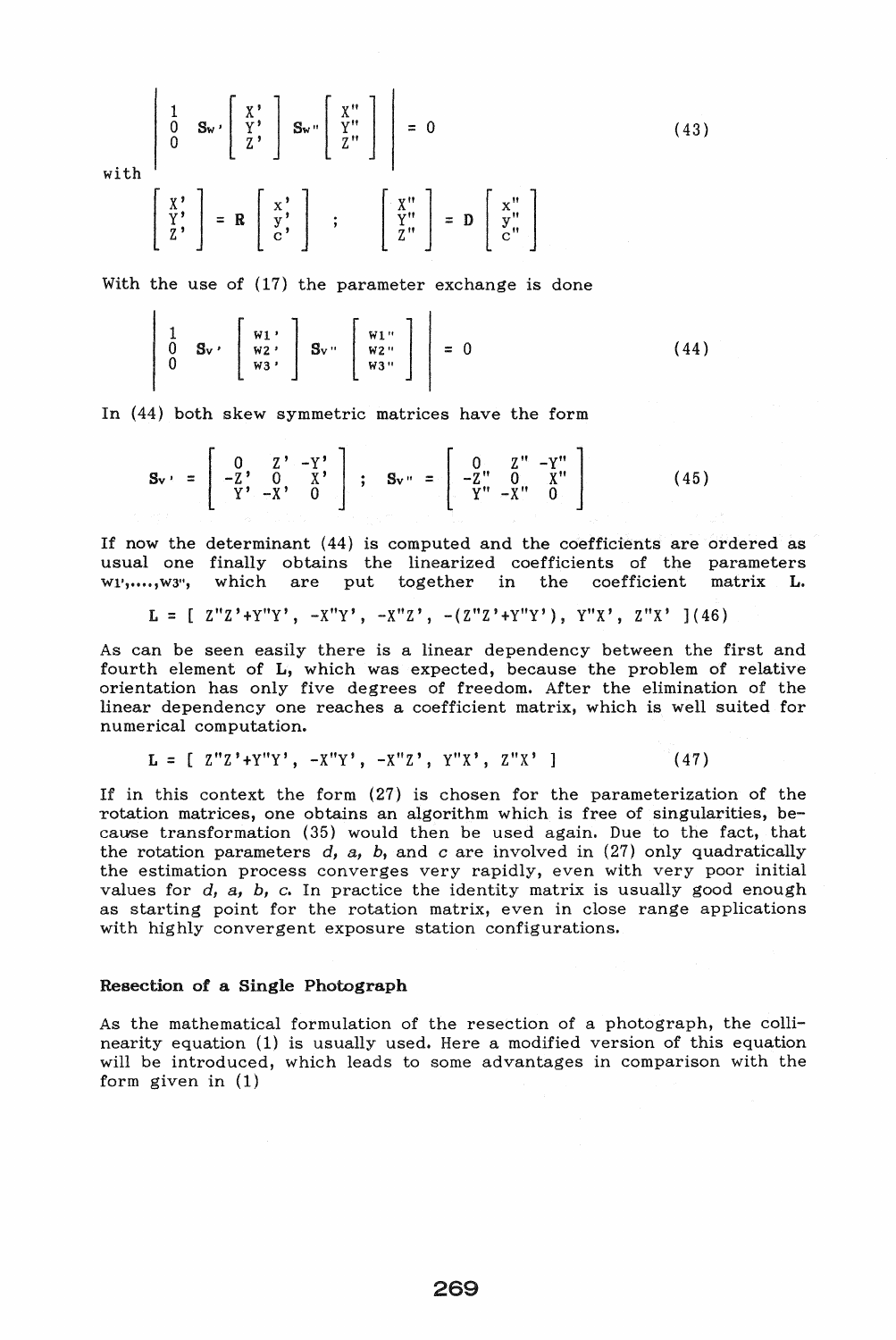$$\left| \begin{matrix} 1 \\ 0 \\ 0 \end{matrix} \quad \mathbf{S}_{W'} \begin{bmatrix} X' \\ Y' \\ Z' \end{bmatrix} \quad \mathbf{S}_{W''} \begin{bmatrix} X'' \\ Y'' \\ Z'' \end{bmatrix} \right| = 0 \tag{43}$$

with

$$\begin{bmatrix} X' \\ Y' \\ Z' \end{bmatrix} = \mathbf{R} \begin{bmatrix} x' \\ y' \\ c' \end{bmatrix} \quad ; \quad \begin{bmatrix} X'' \\ Y'' \\ Z'' \end{bmatrix} = \mathbf{D} \begin{bmatrix} x'' \\ y'' \\ c'' \end{bmatrix}$$

With the use of (17) the parameter exchange is done

$$\left| \begin{matrix} 1 \\ 0 \\ 0 \end{matrix} \quad \mathbf{S}_{V'} \begin{bmatrix} w_1' \\ w_2' \\ w_3' \end{bmatrix} \quad \mathbf{S}_{V''} \begin{bmatrix} w_1'' \\ w_2'' \\ w_3'' \end{bmatrix} \right| = 0 \tag{44}$$

In (44) both skew symmetric matrices have the form

$$\mathbf{S}_{V'} = \begin{bmatrix} 0 & Z' & -Y' \\ -Z' & 0 & X' \\ Y' & -X' & 0 \end{bmatrix} \quad ; \quad \mathbf{S}_{V''} = \begin{bmatrix} 0 & Z'' & -Y'' \\ -Z'' & 0 & X'' \\ Y'' & -X'' & 0 \end{bmatrix} \tag{45}$$

If now the determinant (44) is computed and the coefficients are ordered as usual one finally obtains the linearized coefficients of the parameters $w_1', \ldots, w_3''$, which are put together in the coefficient matrix **L**.

$$\mathrm{L} = [\; Z''Z'+Y''Y',\; -X''Y',\; -X''Z',\; -(Z''Z'+Y''Y'),\; Y''X',\; Z''X' \;] \tag{46}$$

As can be seen easily there is a linear dependency between the first and fourth element of **L**, which was expected, because the problem of relative orientation has only five degrees of freedom. After the elimination of the linear dependency one reaches a coefficient matrix, which is well suited for numerical computation.

$$\mathrm{L} = [\; Z''Z'+Y''Y',\; -X''Y',\; -X''Z',\; Y''X',\; Z''X' \;] \tag{47}$$

If in this context the form (27) is chosen for the parameterization of the rotation matrices, one obtains an algorithm which is free of singularities, because transformation (35) would then be used again. Due to the fact, that the rotation parameters *d*, *a*, *b*, and *c* are involved in (27) only quadratically the estimation process converges very rapidly, even with very poor initial values for *d*, *a*, *b*, *c*. In practice the identity matrix is usually good enough as starting point for the rotation matrix, even in close range applications with highly convergent exposure station configurations.

## Resection of a Single Photograph

As the mathematical formulation of the resection of a photograph, the collinearity equation (1) is usually used. Here a modified version of this equation will be introduced, which leads to some advantages in comparison with the form given in (1)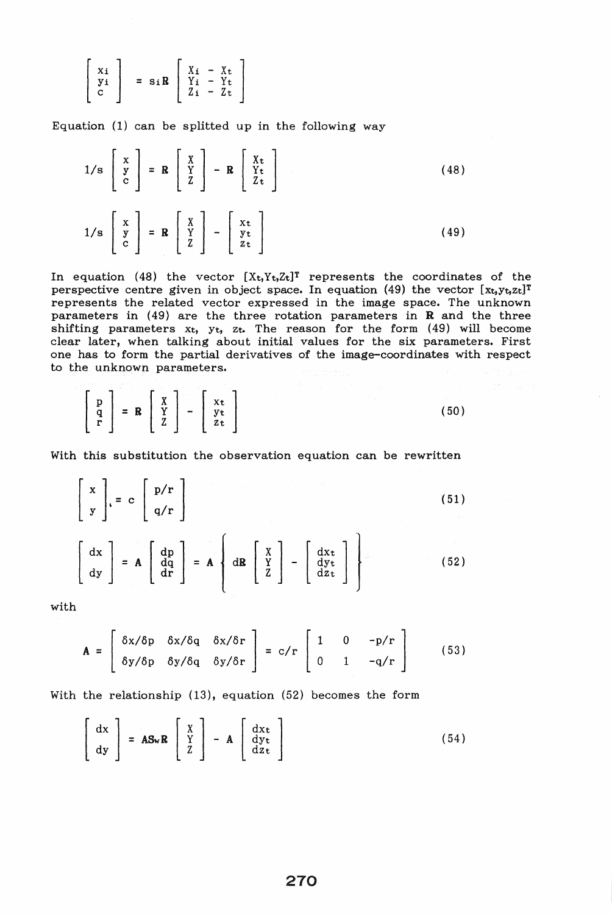$$
\begin{bmatrix} x_i \\ y_i \\ c \end{bmatrix} = s_i \mathbf{R} \begin{bmatrix} X_i - X_t \\ Y_i - Y_t \\ Z_i - Z_t \end{bmatrix}
$$

Equation (1) can be splitted up in the following way

$$
1/s \begin{bmatrix} x \\ y \\ c \end{bmatrix} = \mathbf{R} \begin{bmatrix} X \\ Y \\ Z \end{bmatrix} - \mathbf{R} \begin{bmatrix} X_t \\ Y_t \\ Z_t \end{bmatrix} \tag{48}
$$

$$
1/s \begin{bmatrix} x \\ y \\ c \end{bmatrix} = \mathbf{R} \begin{bmatrix} X \\ Y \\ Z \end{bmatrix} - \begin{bmatrix} x_t \\ y_t \\ z_t \end{bmatrix} \tag{49}
$$

In equation (48) the vector $[X_t,Y_t,Z_t]^T$ represents the coordinates of the perspective centre given in object space. In equation (49) the vector $[x_t,y_t,z_t]^T$ represents the related vector expressed in the image space. The unknown parameters in (49) are the three rotation parameters in **R** and the three shifting parameters $x_t$, $y_t$, $z_t$. The reason for the form (49) will become clear later, when talking about initial values for the six parameters. First one has to form the partial derivatives of the image-coordinates with respect to the unknown parameters.

$$
\begin{bmatrix} p \\ q \\ r \end{bmatrix} = \mathbf{R} \begin{bmatrix} X \\ Y \\ Z \end{bmatrix} - \begin{bmatrix} x_t \\ y_t \\ z_t \end{bmatrix} \tag{50}
$$

With this substitution the observation equation can be rewritten

$$
\begin{bmatrix} x \\ y \end{bmatrix} = c \begin{bmatrix} p/r \\ q/r \end{bmatrix} \tag{51}
$$

$$
\begin{bmatrix} dx \\ dy \end{bmatrix} = \mathbf{A} \begin{bmatrix} dp \\ dq \\ dr \end{bmatrix} = \mathbf{A} \left\{ d\mathbf{R} \begin{bmatrix} X \\ Y \\ Z \end{bmatrix} - \begin{bmatrix} dx_t \\ dy_t \\ dz_t \end{bmatrix} \right\} \tag{52}
$$

with

$$
\mathbf{A} = \begin{bmatrix} \delta x/\delta p & \delta x/\delta q & \delta x/\delta r \\ \delta y/\delta p & \delta y/\delta q & \delta y/\delta r \end{bmatrix} = c/r \begin{bmatrix} 1 & 0 & -p/r \\ 0 & 1 & -q/r \end{bmatrix} \tag{53}
$$

With the relationship (13), equation (52) becomes the form

$$
\begin{bmatrix} dx \\ dy \end{bmatrix} = \mathbf{A}\mathbf{S_w}\mathbf{R} \begin{bmatrix} X \\ Y \\ Z \end{bmatrix} - \mathbf{A} \begin{bmatrix} dx_t \\ dy_t \\ dz_t \end{bmatrix} \tag{54}
$$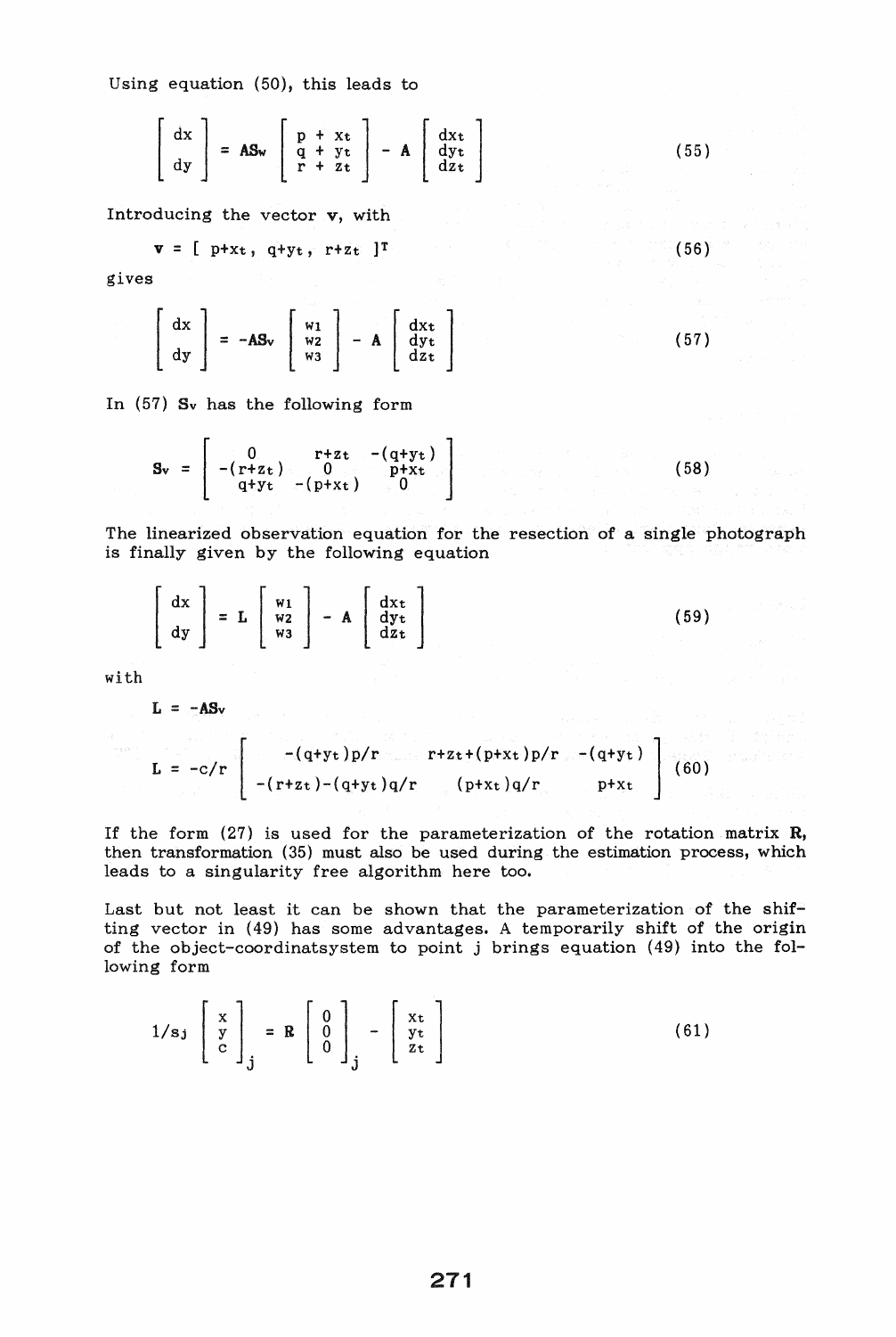Using equation (50), this leads to

$$\begin{bmatrix} dx \\ dy \end{bmatrix} = \mathbf{AS_w} \begin{bmatrix} p + x_t \\ q + y_t \\ r + z_t \end{bmatrix} - \mathbf{A} \begin{bmatrix} dx_t \\ dy_t \\ dz_t \end{bmatrix} \tag{55}$$

Introducing the vector $\mathbf{v}$, with

$$\mathbf{v} = [\ p+x_t,\ q+y_t,\ r+z_t\ ]^T \tag{56}$$

gives

$$\begin{bmatrix} dx \\ dy \end{bmatrix} = -\mathbf{AS_v} \begin{bmatrix} w_1 \\ w_2 \\ w_3 \end{bmatrix} - \mathbf{A} \begin{bmatrix} dx_t \\ dy_t \\ dz_t \end{bmatrix} \tag{57}$$

In (57) $\mathbf{S_v}$ has the following form

$$\mathbf{S_v} = \begin{bmatrix} 0 & r+z_t & -(q+y_t) \\ -(r+z_t) & 0 & p+x_t \\ q+y_t & -(p+x_t) & 0 \end{bmatrix} \tag{58}$$

The linearized observation equation for the resection of a single photograph is finally given by the following equation

$$\begin{bmatrix} dx \\ dy \end{bmatrix} = \mathbf{L} \begin{bmatrix} w_1 \\ w_2 \\ w_3 \end{bmatrix} - \mathbf{A} \begin{bmatrix} dx_t \\ dy_t \\ dz_t \end{bmatrix} \tag{59}$$

with

$$\mathbf{L} = -\mathbf{AS_v}$$

$$\mathbf{L} = -c/r \begin{bmatrix} -(q+y_t)p/r & r+z_t+(p+x_t)p/r & -(q+y_t) \\ -(r+z_t)-(q+y_t)q/r & (p+x_t)q/r & p+x_t \end{bmatrix} \tag{60}$$

If the form (27) is used for the parameterization of the rotation matrix $\mathbf{R}$, then transformation (35) must also be used during the estimation process, which leads to a singularity free algorithm here too.

Last but not least it can be shown that the parameterization of the shifting vector in (49) has some advantages. A temporarily shift of the origin of the object-coordinatsystem to point j brings equation (49) into the following form

$$1/s_j \begin{bmatrix} x \\ y \\ c \end{bmatrix}_j = \mathbf{R} \begin{bmatrix} 0 \\ 0 \\ 0 \end{bmatrix}_j - \begin{bmatrix} x_t \\ y_t \\ z_t \end{bmatrix} \tag{61}$$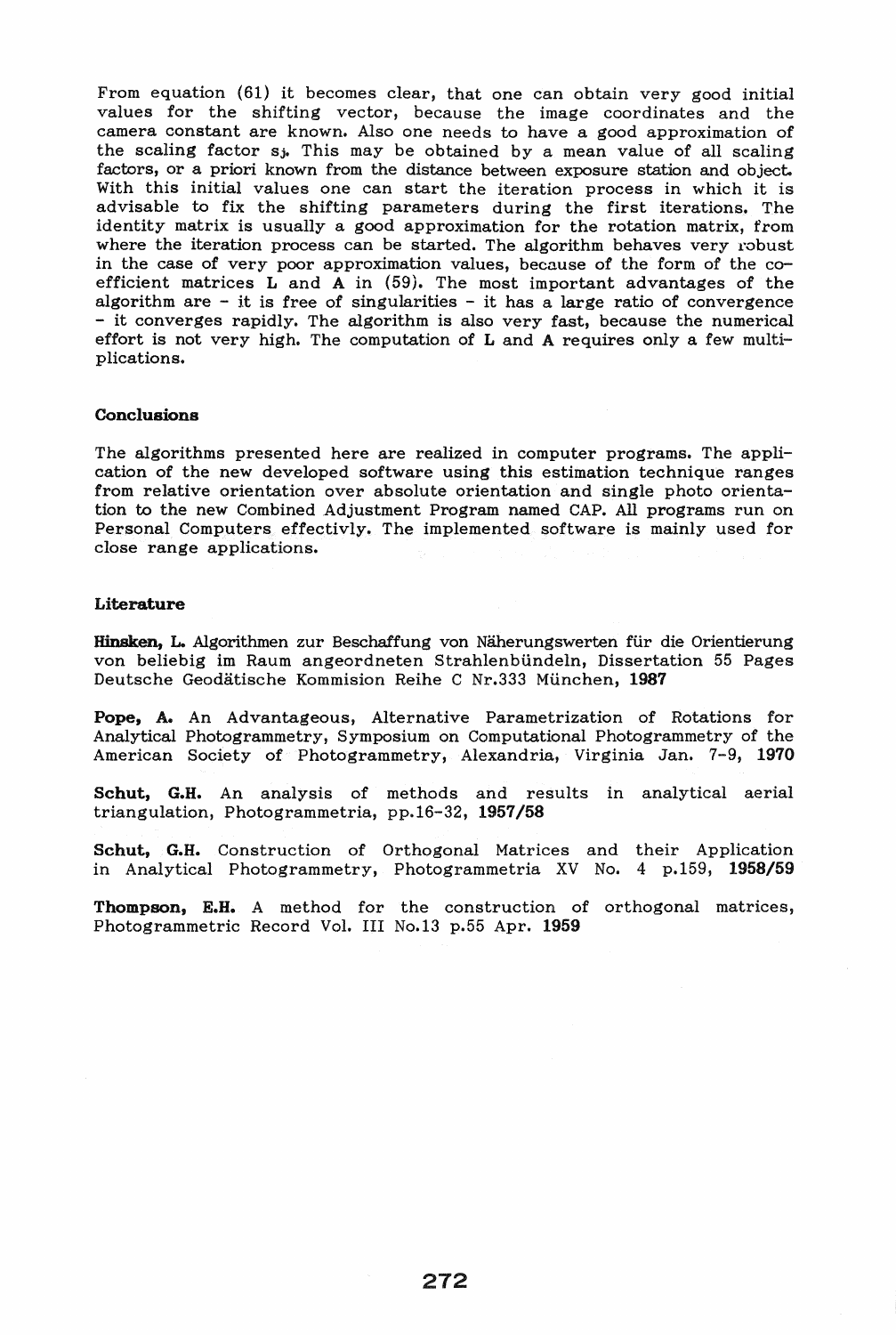From equation (61) it becomes clear, that one can obtain very good initial values for the shifting vector, because the image coordinates and the camera constant are known. Also one needs to have a good approximation of the scaling factor $s_j$. This may be obtained by a mean value of all scaling factors, or a priori known from the distance between exposure station and object. With this initial values one can start the iteration process in which it is advisable to fix the shifting parameters during the first iterations. The identity matrix is usually a good approximation for the rotation matrix, from where the iteration process can be started. The algorithm behaves very robust in the case of very poor approximation values, because of the form of the coefficient matrices **L** and **A** in (59). The most important advantages of the algorithm are - it is free of singularities - it has a large ratio of convergence - it converges rapidly. The algorithm is also very fast, because the numerical effort is not very high. The computation of **L** and **A** requires only a few multiplications.

### Conclusions

The algorithms presented here are realized in computer programs. The application of the new developed software using this estimation technique ranges from relative orientation over absolute orientation and single photo orientation to the new Combined Adjustment Program named CAP. All programs run on Personal Computers effectivly. The implemented software is mainly used for close range applications.

### Literature

**Hinsken, L.** Algorithmen zur Beschaffung von Näherungswerten für die Orientierung von beliebig im Raum angeordneten Strahlenbündeln, Dissertation 55 Pages Deutsche Geodätische Kommision Reihe C Nr.333 München, **1987**

**Pope, A.** An Advantageous, Alternative Parametrization of Rotations for Analytical Photogrammetry, Symposium on Computational Photogrammetry of the American Society of Photogrammetry, Alexandria, Virginia Jan. 7-9, **1970**

**Schut, G.H.** An analysis of methods and results in analytical aerial triangulation, Photogrammetria, pp.16-32, **1957/58**

**Schut, G.H.** Construction of Orthogonal Matrices and their Application in Analytical Photogrammetry, Photogrammetria XV No. 4 p.159, **1958/59**

**Thompson, E.H.** A method for the construction of orthogonal matrices, Photogrammetric Record Vol. III No.13 p.55 Apr. **1959**